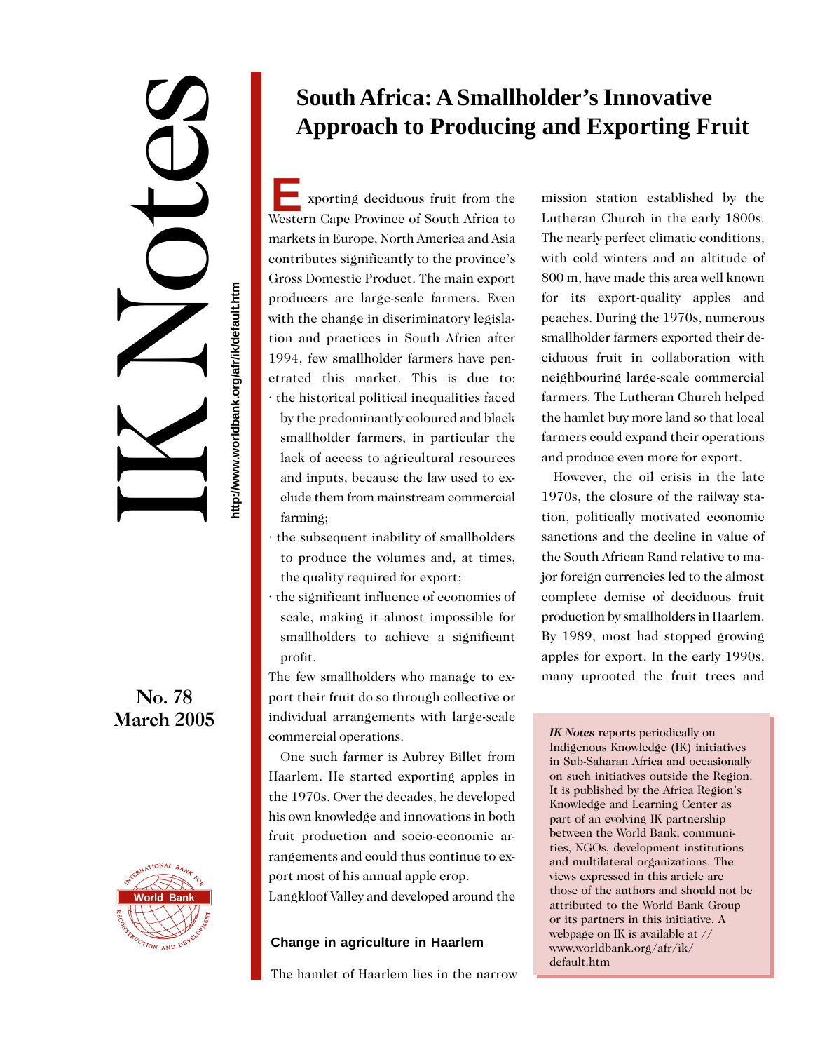# IK Notes

http://www.worldbank.org/afr/ik/default.htm

No. 78
March 2005

# South Africa: A Smallholder's Innovative Approach to Producing and Exporting Fruit

Exporting deciduous fruit from the Western Cape Province of South Africa to markets in Europe, North America and Asia contributes significantly to the province's Gross Domestic Product. The main export producers are large-scale farmers. Even with the change in discriminatory legislation and practices in South Africa after 1994, few smallholder farmers have penetrated this market. This is due to:

- the historical political inequalities faced by the predominantly coloured and black smallholder farmers, in particular the lack of access to agricultural resources and inputs, because the law used to exclude them from mainstream commercial farming;
- the subsequent inability of smallholders to produce the volumes and, at times, the quality required for export;
- the significant influence of economies of scale, making it almost impossible for smallholders to achieve a significant profit.

The few smallholders who manage to export their fruit do so through collective or individual arrangements with large-scale commercial operations.

One such farmer is Aubrey Billet from Haarlem. He started exporting apples in the 1970s. Over the decades, he developed his own knowledge and innovations in both fruit production and socio-economic arrangements and could thus continue to export most of his annual apple crop.

## Change in agriculture in Haarlem

The hamlet of Haarlem lies in the narrow Langkloof Valley and developed around the mission station established by the Lutheran Church in the early 1800s. The nearly perfect climatic conditions, with cold winters and an altitude of 800 m, have made this area well known for its export-quality apples and peaches. During the 1970s, numerous smallholder farmers exported their deciduous fruit in collaboration with neighbouring large-scale commercial farmers. The Lutheran Church helped the hamlet buy more land so that local farmers could expand their operations and produce even more for export.

However, the oil crisis in the late 1970s, the closure of the railway station, politically motivated economic sanctions and the decline in value of the South African Rand relative to major foreign currencies led to the almost complete demise of deciduous fruit production by smallholders in Haarlem. By 1989, most had stopped growing apples for export. In the early 1990s, many uprooted the fruit trees and

*IK Notes* reports periodically on Indigenous Knowledge (IK) initiatives in Sub-Saharan Africa and occasionally on such initiatives outside the Region. It is published by the Africa Region's Knowledge and Learning Center as part of an evolving IK partnership between the World Bank, communities, NGOs, development institutions and multilateral organizations. The views expressed in this article are those of the authors and should not be attributed to the World Bank Group or its partners in this initiative. A webpage on IK is available at // www.worldbank.org/afr/ik/default.htm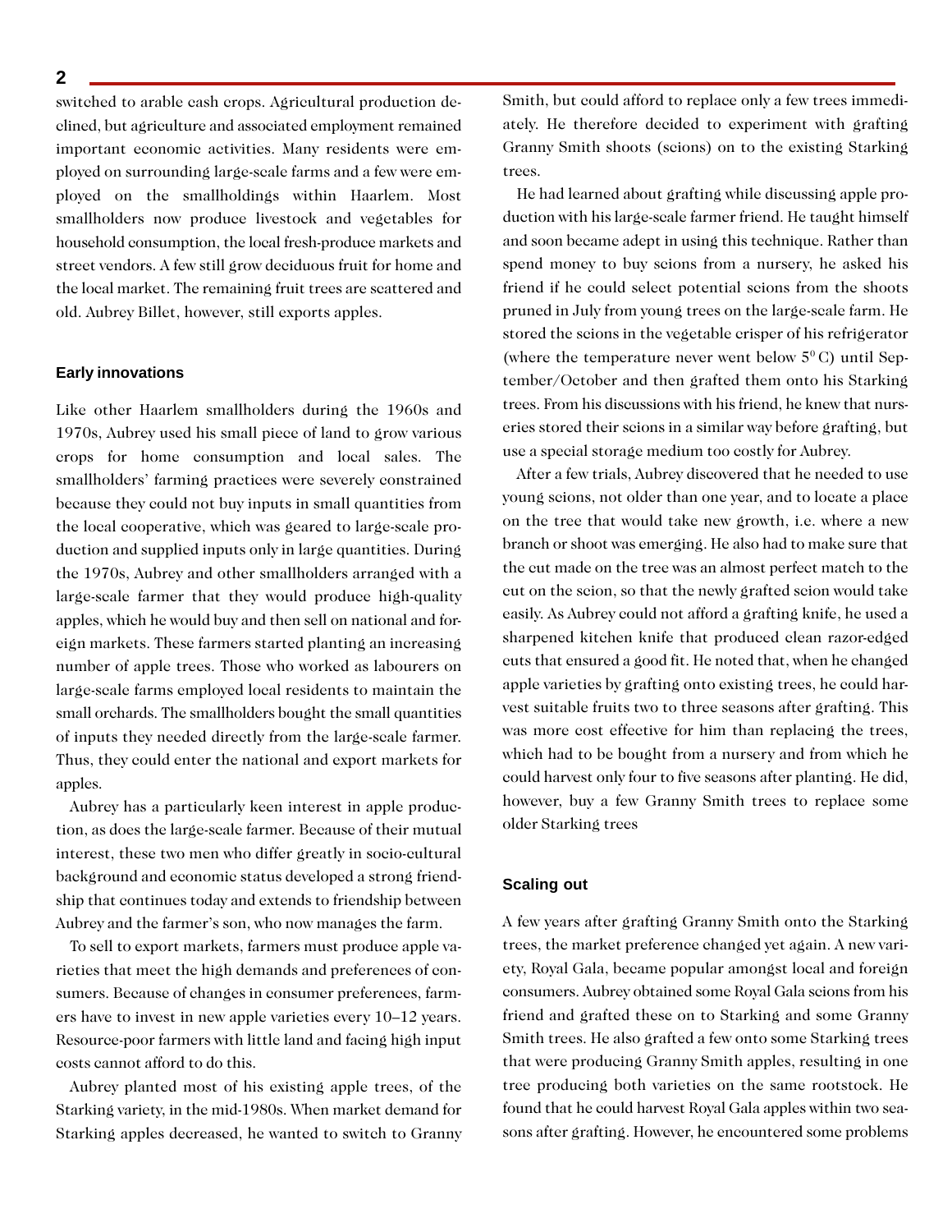switched to arable cash crops. Agricultural production declined, but agriculture and associated employment remained important economic activities. Many residents were employed on surrounding large-scale farms and a few were employed on the smallholdings within Haarlem. Most smallholders now produce livestock and vegetables for household consumption, the local fresh-produce markets and street vendors. A few still grow deciduous fruit for home and the local market. The remaining fruit trees are scattered and old. Aubrey Billet, however, still exports apples.

### Early innovations

Like other Haarlem smallholders during the 1960s and 1970s, Aubrey used his small piece of land to grow various crops for home consumption and local sales. The smallholders' farming practices were severely constrained because they could not buy inputs in small quantities from the local cooperative, which was geared to large-scale production and supplied inputs only in large quantities. During the 1970s, Aubrey and other smallholders arranged with a large-scale farmer that they would produce high-quality apples, which he would buy and then sell on national and foreign markets. These farmers started planting an increasing number of apple trees. Those who worked as labourers on large-scale farms employed local residents to maintain the small orchards. The smallholders bought the small quantities of inputs they needed directly from the large-scale farmer. Thus, they could enter the national and export markets for apples.

Aubrey has a particularly keen interest in apple production, as does the large-scale farmer. Because of their mutual interest, these two men who differ greatly in socio-cultural background and economic status developed a strong friendship that continues today and extends to friendship between Aubrey and the farmer's son, who now manages the farm.

To sell to export markets, farmers must produce apple varieties that meet the high demands and preferences of consumers. Because of changes in consumer preferences, farmers have to invest in new apple varieties every 10–12 years. Resource-poor farmers with little land and facing high input costs cannot afford to do this.

Aubrey planted most of his existing apple trees, of the Starking variety, in the mid-1980s. When market demand for Starking apples decreased, he wanted to switch to Granny Smith, but could afford to replace only a few trees immediately. He therefore decided to experiment with grafting Granny Smith shoots (scions) on to the existing Starking trees.

He had learned about grafting while discussing apple production with his large-scale farmer friend. He taught himself and soon became adept in using this technique. Rather than spend money to buy scions from a nursery, he asked his friend if he could select potential scions from the shoots pruned in July from young trees on the large-scale farm. He stored the scions in the vegetable crisper of his refrigerator (where the temperature never went below $5^0$ C) until September/October and then grafted them onto his Starking trees. From his discussions with his friend, he knew that nurseries stored their scions in a similar way before grafting, but use a special storage medium too costly for Aubrey.

After a few trials, Aubrey discovered that he needed to use young scions, not older than one year, and to locate a place on the tree that would take new growth, i.e. where a new branch or shoot was emerging. He also had to make sure that the cut made on the tree was an almost perfect match to the cut on the scion, so that the newly grafted scion would take easily. As Aubrey could not afford a grafting knife, he used a sharpened kitchen knife that produced clean razor-edged cuts that ensured a good fit. He noted that, when he changed apple varieties by grafting onto existing trees, he could harvest suitable fruits two to three seasons after grafting. This was more cost effective for him than replacing the trees, which had to be bought from a nursery and from which he could harvest only four to five seasons after planting. He did, however, buy a few Granny Smith trees to replace some older Starking trees

### Scaling out

A few years after grafting Granny Smith onto the Starking trees, the market preference changed yet again. A new variety, Royal Gala, became popular amongst local and foreign consumers. Aubrey obtained some Royal Gala scions from his friend and grafted these on to Starking and some Granny Smith trees. He also grafted a few onto some Starking trees that were producing Granny Smith apples, resulting in one tree producing both varieties on the same rootstock. He found that he could harvest Royal Gala apples within two seasons after grafting. However, he encountered some problems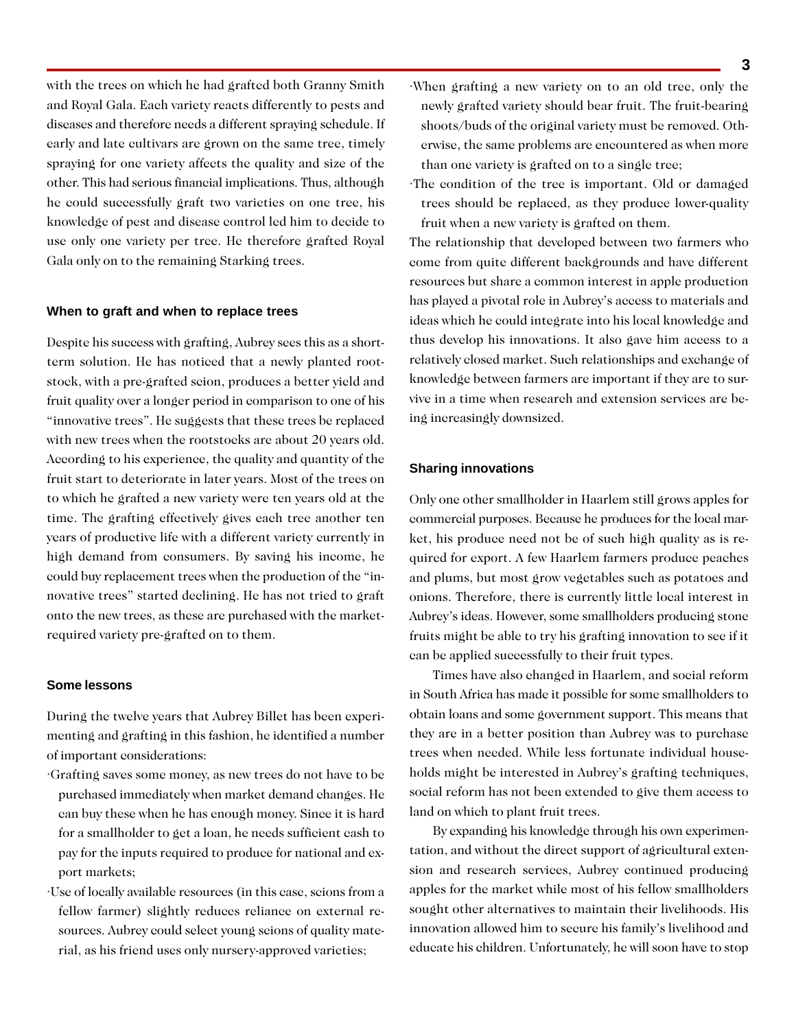with the trees on which he had grafted both Granny Smith and Royal Gala. Each variety reacts differently to pests and diseases and therefore needs a different spraying schedule. If early and late cultivars are grown on the same tree, timely spraying for one variety affects the quality and size of the other. This had serious financial implications. Thus, although he could successfully graft two varieties on one tree, his knowledge of pest and disease control led him to decide to use only one variety per tree. He therefore grafted Royal Gala only on to the remaining Starking trees.

### When to graft and when to replace trees

Despite his success with grafting, Aubrey sees this as a short-term solution. He has noticed that a newly planted rootstock, with a pre-grafted scion, produces a better yield and fruit quality over a longer period in comparison to one of his "innovative trees". He suggests that these trees be replaced with new trees when the rootstocks are about 20 years old. According to his experience, the quality and quantity of the fruit start to deteriorate in later years. Most of the trees on to which he grafted a new variety were ten years old at the time. The grafting effectively gives each tree another ten years of productive life with a different variety currently in high demand from consumers. By saving his income, he could buy replacement trees when the production of the "innovative trees" started declining. He has not tried to graft onto the new trees, as these are purchased with the market-required variety pre-grafted on to them.

### Some lessons

During the twelve years that Aubrey Billet has been experimenting and grafting in this fashion, he identified a number of important considerations:

- Grafting saves some money, as new trees do not have to be purchased immediately when market demand changes. He can buy these when he has enough money. Since it is hard for a smallholder to get a loan, he needs sufficient cash to pay for the inputs required to produce for national and export markets;
- Use of locally available resources (in this case, scions from a fellow farmer) slightly reduces reliance on external resources. Aubrey could select young scions of quality material, as his friend uses only nursery-approved varieties;
- When grafting a new variety on to an old tree, only the newly grafted variety should bear fruit. The fruit-bearing shoots/buds of the original variety must be removed. Otherwise, the same problems are encountered as when more than one variety is grafted on to a single tree;
- The condition of the tree is important. Old or damaged trees should be replaced, as they produce lower-quality fruit when a new variety is grafted on them.

The relationship that developed between two farmers who come from quite different backgrounds and have different resources but share a common interest in apple production has played a pivotal role in Aubrey's access to materials and ideas which he could integrate into his local knowledge and thus develop his innovations. It also gave him access to a relatively closed market. Such relationships and exchange of knowledge between farmers are important if they are to survive in a time when research and extension services are being increasingly downsized.

### Sharing innovations

Only one other smallholder in Haarlem still grows apples for commercial purposes. Because he produces for the local market, his produce need not be of such high quality as is required for export. A few Haarlem farmers produce peaches and plums, but most grow vegetables such as potatoes and onions. Therefore, there is currently little local interest in Aubrey's ideas. However, some smallholders producing stone fruits might be able to try his grafting innovation to see if it can be applied successfully to their fruit types.

Times have also changed in Haarlem, and social reform in South Africa has made it possible for some smallholders to obtain loans and some government support. This means that they are in a better position than Aubrey was to purchase trees when needed. While less fortunate individual households might be interested in Aubrey's grafting techniques, social reform has not been extended to give them access to land on which to plant fruit trees.

By expanding his knowledge through his own experimentation, and without the direct support of agricultural extension and research services, Aubrey continued producing apples for the market while most of his fellow smallholders sought other alternatives to maintain their livelihoods. His innovation allowed him to secure his family's livelihood and educate his children. Unfortunately, he will soon have to stop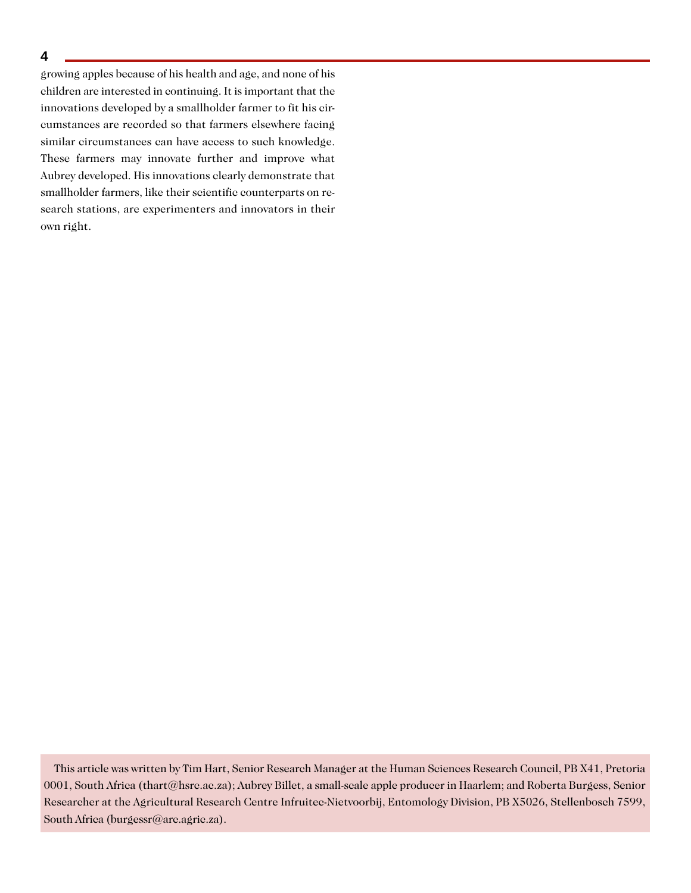growing apples because of his health and age, and none of his children are interested in continuing. It is important that the innovations developed by a smallholder farmer to fit his circumstances are recorded so that farmers elsewhere facing similar circumstances can have access to such knowledge. These farmers may innovate further and improve what Aubrey developed. His innovations clearly demonstrate that smallholder farmers, like their scientific counterparts on research stations, are experimenters and innovators in their own right.

This article was written by Tim Hart, Senior Research Manager at the Human Sciences Research Council, PB X41, Pretoria 0001, South Africa (thart@hsrc.ac.za); Aubrey Billet, a small-scale apple producer in Haarlem; and Roberta Burgess, Senior Researcher at the Agricultural Research Centre Infruitec-Nietvoorbij, Entomology Division, PB X5026, Stellenbosch 7599, South Africa (burgessr@arc.agric.za).